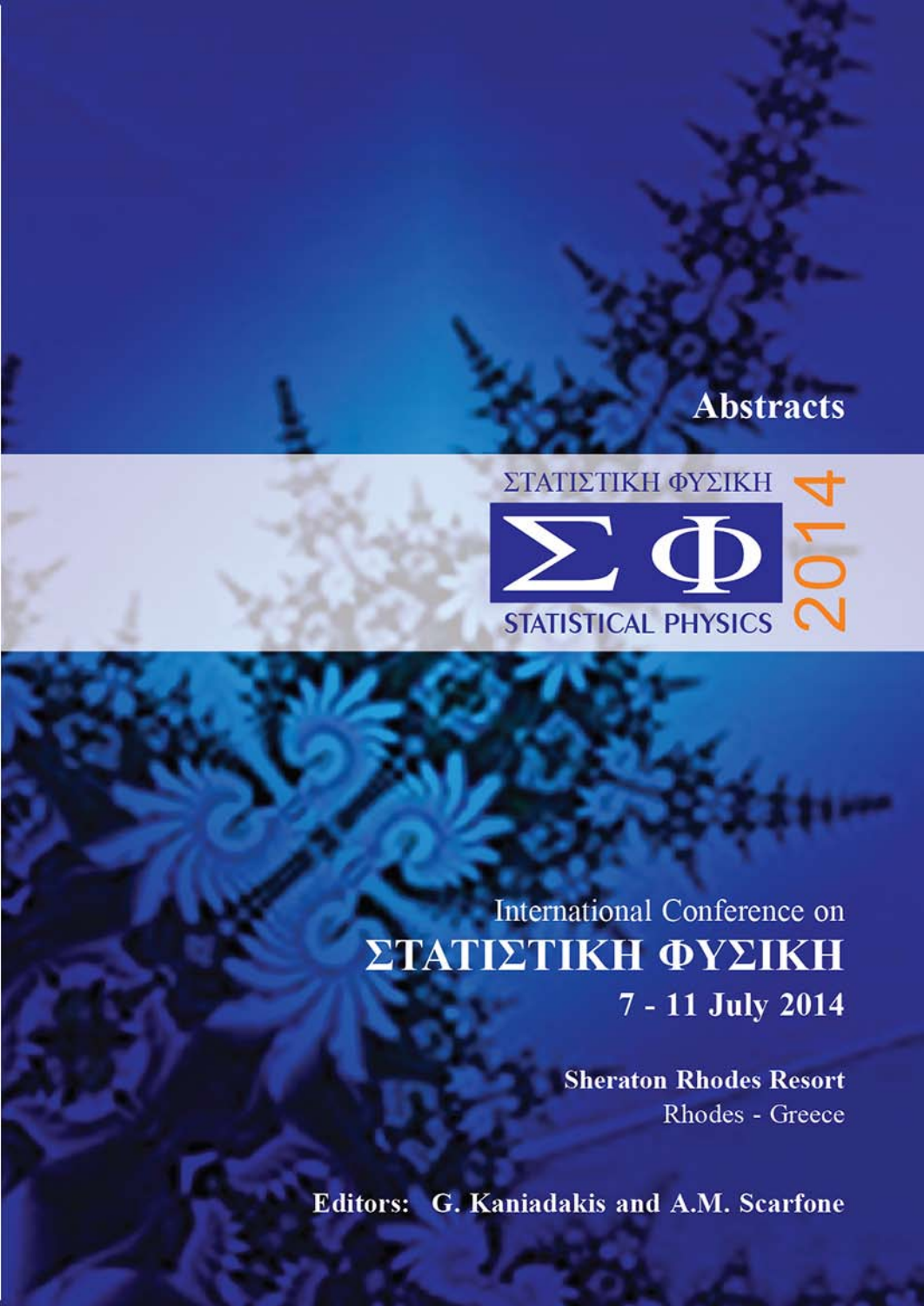# Abstracts

ΣΤΑΤΙΣΤΙΚΗ ΦΥΣΙΚΗ

ΣΦ

STATISTICAL PHYSICS

2014

International Conference on

## ΣΤΑΤΙΣΤΙΚΗ ΦΥΣΙΚΗ

**7 - 11 July 2014**

**Sheraton Rhodes Resort**

Rhodes - Greece

**Editors: G. Kaniadakis and A.M. Scarfone**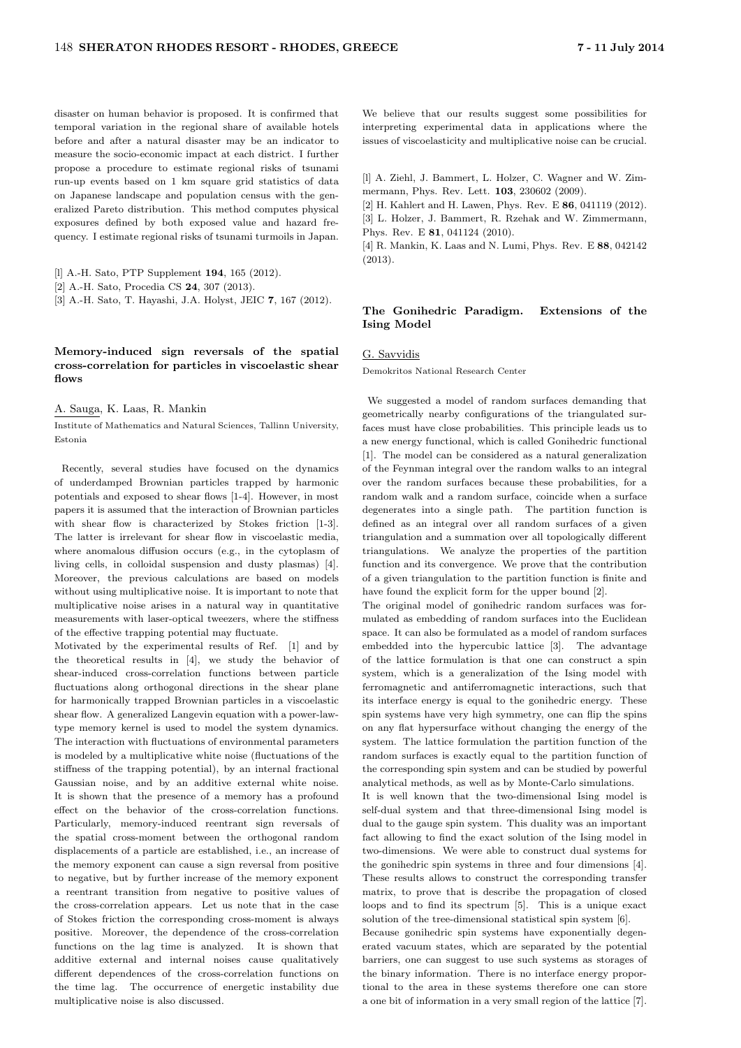disaster on human behavior is proposed. It is confirmed that temporal variation in the regional share of available hotels before and after a natural disaster may be an indicator to measure the socio-economic impact at each district. I further propose a procedure to estimate regional risks of tsunami run-up events based on 1 km square grid statistics of data on Japanese landscape and population census with the generalized Pareto distribution. This method computes physical exposures defined by both exposed value and hazard frequency. I estimate regional risks of tsunami turmoils in Japan.

[l] A.-H. Sato, PTP Supplement **194**, 165 (2012).
[2] A.-H. Sato, Procedia CS **24**, 307 (2013).
[3] A.-H. Sato, T. Hayashi, J.A. Holyst, JEIC **7**, 167 (2012).

### Memory-induced sign reversals of the spatial cross-correlation for particles in viscoelastic shear flows

A. Sauga, K. Laas, R. Mankin

Institute of Mathematics and Natural Sciences, Tallinn University, Estonia

Recently, several studies have focused on the dynamics of underdamped Brownian particles trapped by harmonic potentials and exposed to shear flows [1-4]. However, in most papers it is assumed that the interaction of Brownian particles with shear flow is characterized by Stokes friction [1-3]. The latter is irrelevant for shear flow in viscoelastic media, where anomalous diffusion occurs (e.g., in the cytoplasm of living cells, in colloidal suspension and dusty plasmas) [4]. Moreover, the previous calculations are based on models without using multiplicative noise. It is important to note that multiplicative noise arises in a natural way in quantitative measurements with laser-optical tweezers, where the stiffness of the effective trapping potential may fluctuate.
Motivated by the experimental results of Ref. [1] and by the theoretical results in [4], we study the behavior of shear-induced cross-correlation functions between particle fluctuations along orthogonal directions in the shear plane for harmonically trapped Brownian particles in a viscoelastic shear flow. A generalized Langevin equation with a power-law-type memory kernel is used to model the system dynamics. The interaction with fluctuations of environmental parameters is modeled by a multiplicative white noise (fluctuations of the stiffness of the trapping potential), by an internal fractional Gaussian noise, and by an additive external white noise. It is shown that the presence of a memory has a profound effect on the behavior of the cross-correlation functions. Particularly, memory-induced reentrant sign reversals of the spatial cross-moment between the orthogonal random displacements of a particle are established, i.e., an increase of the memory exponent can cause a sign reversal from positive to negative, but by further increase of the memory exponent a reentrant transition from negative to positive values of the cross-correlation appears. Let us note that in the case of Stokes friction the corresponding cross-moment is always positive. Moreover, the dependence of the cross-correlation functions on the lag time is analyzed. It is shown that additive external and internal noises cause qualitatively different dependences of the cross-correlation functions on the time lag. The occurrence of energetic instability due multiplicative noise is also discussed.
We believe that our results suggest some possibilities for interpreting experimental data in applications where the issues of viscoelasticity and multiplicative noise can be crucial.

[l] A. Ziehl, J. Bammert, L. Holzer, C. Wagner and W. Zimmermann, Phys. Rev. Lett. **103**, 230602 (2009).
[2] H. Kahlert and H. Lawen, Phys. Rev. E **86**, 041119 (2012).
[3] L. Holzer, J. Bammert, R. Rzehak and W. Zimmermann, Phys. Rev. E **81**, 041124 (2010).
[4] R. Mankin, K. Laas and N. Lumi, Phys. Rev. E **88**, 042142 (2013).

### The Gonihedric Paradigm. Extensions of the Ising Model

G. Savvidis

Demokritos National Research Center

We suggested a model of random surfaces demanding that geometrically nearby configurations of the triangulated surfaces must have close probabilities. This principle leads us to a new energy functional, which is called Gonihedric functional [1]. The model can be considered as a natural generalization of the Feynman integral over the random walks to an integral over the random surfaces because these probabilities, for a random walk and a random surface, coincide when a surface degenerates into a single path. The partition function is defined as an integral over all random surfaces of a given triangulation and a summation over all topologically different triangulations. We analyze the properties of the partition function and its convergence. We prove that the contribution of a given triangulation to the partition function is finite and have found the explicit form for the upper bound [2].
The original model of gonihedric random surfaces was formulated as embedding of random surfaces into the Euclidean space. It can also be formulated as a model of random surfaces embedded into the hypercubic lattice [3]. The advantage of the lattice formulation is that one can construct a spin system, which is a generalization of the Ising model with ferromagnetic and antiferromagnetic interactions, such that its interface energy is equal to the gonihedric energy. These spin systems have very high symmetry, one can flip the spins on any flat hypersurface without changing the energy of the system. The lattice formulation the partition function of the random surfaces is exactly equal to the partition function of the corresponding spin system and can be studied by powerful analytical methods, as well as by Monte-Carlo simulations.
It is well known that the two-dimensional Ising model is self-dual system and that three-dimensional Ising model is dual to the gauge spin system. This duality was an important fact allowing to find the exact solution of the Ising model in two-dimensions. We were able to construct dual systems for the gonihedric spin systems in three and four dimensions [4]. These results allows to construct the corresponding transfer matrix, to prove that is describe the propagation of closed loops and to find its spectrum [5]. This is a unique exact solution of the tree-dimensional statistical spin system [6].
Because gonihedric spin systems have exponentially degenerated vacuum states, which are separated by the potential barriers, one can suggest to use such systems as storages of the binary information. There is no interface energy proportional to the area in these systems therefore one can store a one bit of information in a very small region of the lattice [7].